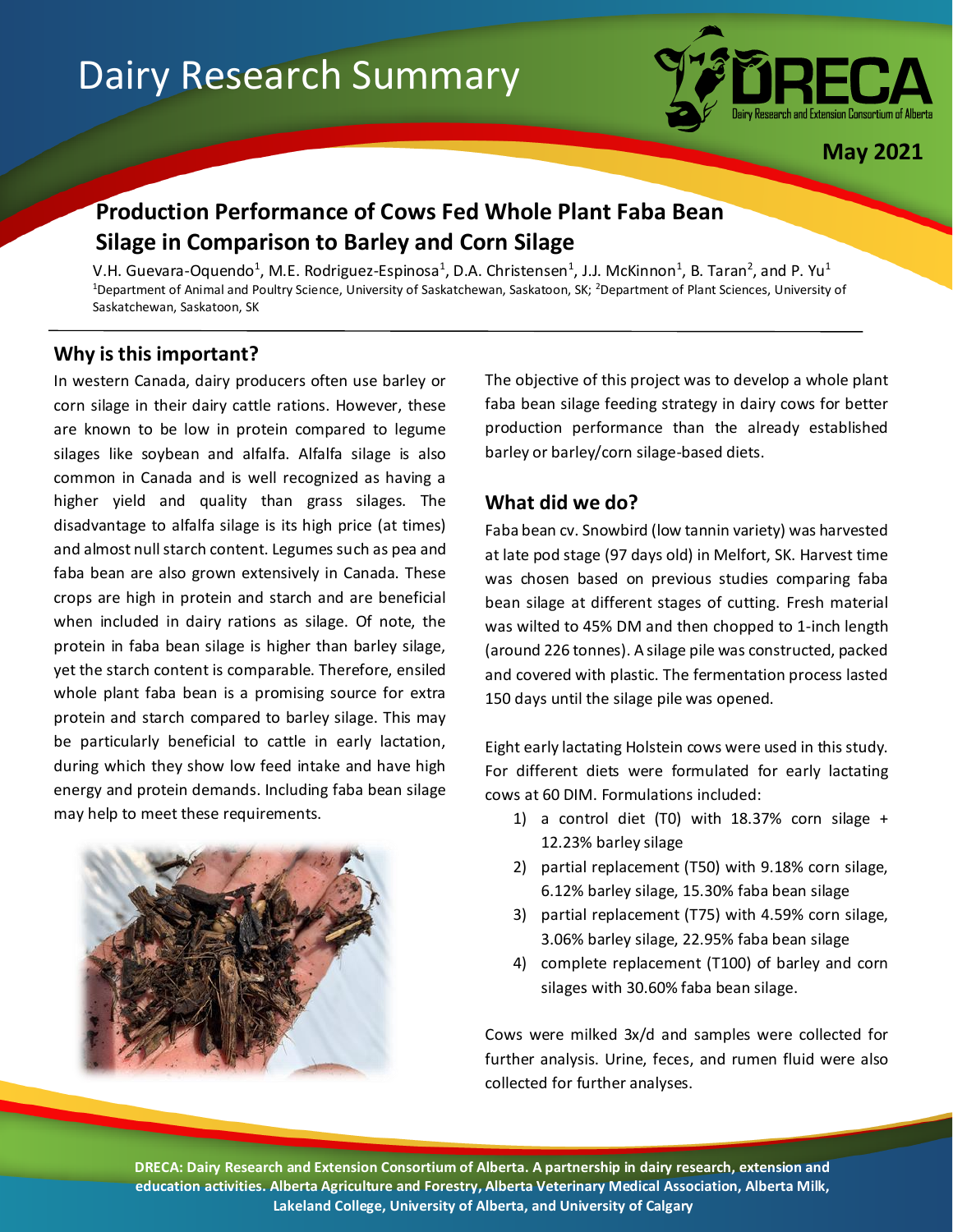# Dairy Research Summary

**May 2021**

## Production Performance of Cows Fed Whole Plant Faba Bean Silage in Comparison to Barley and Corn Silage

V.H. Guevara-Oquendo[1], M.E. Rodriguez-Espinosa[1], D.A. Christensen[1], J.J. McKinnon[1], B. Taran[2], and P. Yu[1]

[1]Department of Animal and Poultry Science, University of Saskatchewan, Saskatoon, SK; [2]Department of Plant Sciences, University of Saskatchewan, Saskatoon, SK

### Why is this important?

In western Canada, dairy producers often use barley or corn silage in their dairy cattle rations. However, these are known to be low in protein compared to legume silages like soybean and alfalfa. Alfalfa silage is also common in Canada and is well recognized as having a higher yield and quality than grass silages. The disadvantage to alfalfa silage is its high price (at times) and almost null starch content. Legumes such as pea and faba bean are also grown extensively in Canada. These crops are high in protein and starch and are beneficial when included in dairy rations as silage. Of note, the protein in faba bean silage is higher than barley silage, yet the starch content is comparable. Therefore, ensiled whole plant faba bean is a promising source for extra protein and starch compared to barley silage. This may be particularly beneficial to cattle in early lactation, during which they show low feed intake and have high energy and protein demands. Including faba bean silage may help to meet these requirements.

The objective of this project was to develop a whole plant faba bean silage feeding strategy in dairy cows for better production performance than the already established barley or barley/corn silage-based diets.

### What did we do?

Faba bean cv. Snowbird (low tannin variety) was harvested at late pod stage (97 days old) in Melfort, SK. Harvest time was chosen based on previous studies comparing faba bean silage at different stages of cutting. Fresh material was wilted to 45% DM and then chopped to 1-inch length (around 226 tonnes). A silage pile was constructed, packed and covered with plastic. The fermentation process lasted 150 days until the silage pile was opened.

Eight early lactating Holstein cows were used in this study. For different diets were formulated for early lactating cows at 60 DIM. Formulations included:

1) a control diet (T0) with 18.37% corn silage + 12.23% barley silage
2) partial replacement (T50) with 9.18% corn silage, 6.12% barley silage, 15.30% faba bean silage
3) partial replacement (T75) with 4.59% corn silage, 3.06% barley silage, 22.95% faba bean silage
4) complete replacement (T100) of barley and corn silages with 30.60% faba bean silage.

Cows were milked 3x/d and samples were collected for further analysis. Urine, feces, and rumen fluid were also collected for further analyses.

**DRECA: Dairy Research and Extension Consortium of Alberta. A partnership in dairy research, extension and education activities. Alberta Agriculture and Forestry, Alberta Veterinary Medical Association, Alberta Milk, Lakeland College, University of Alberta, and University of Calgary**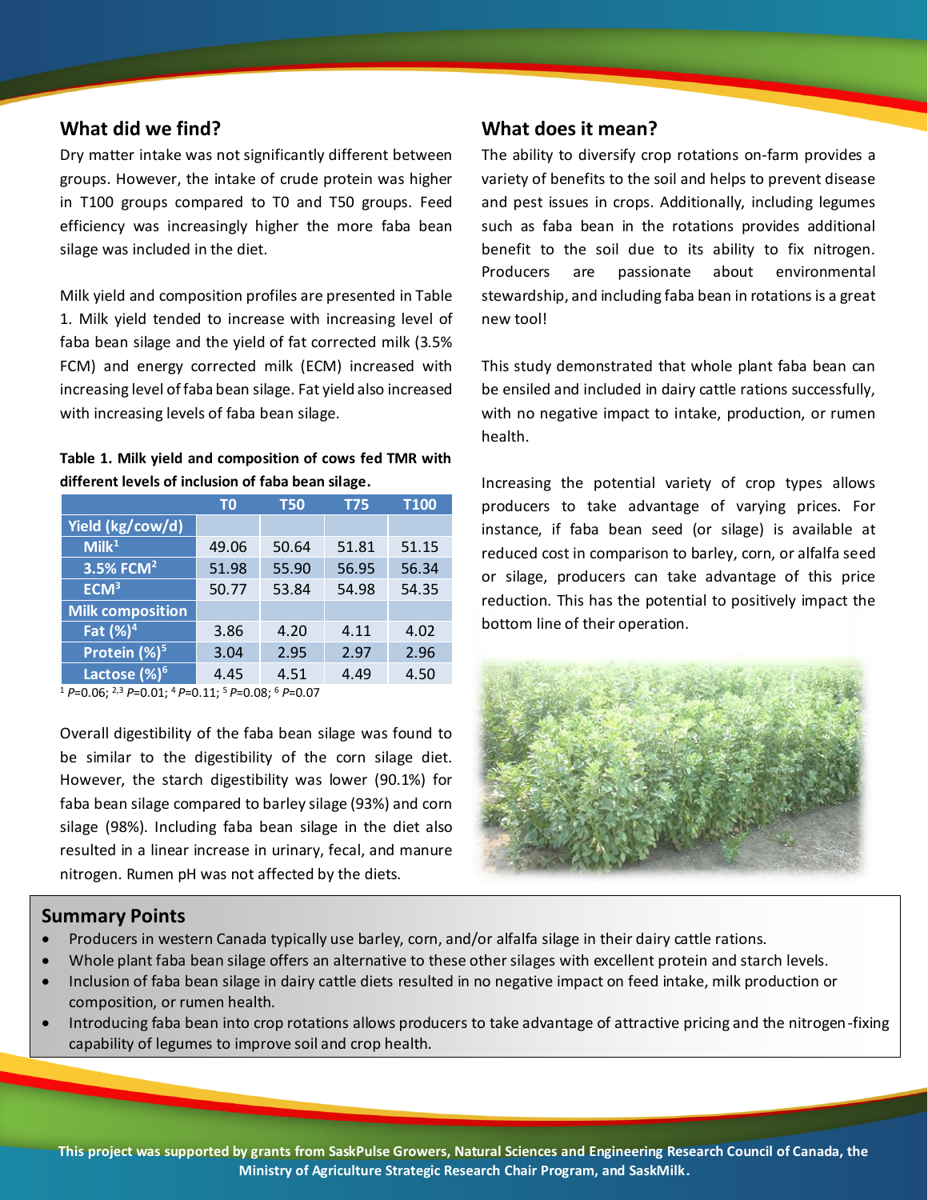## What did we find?

Dry matter intake was not significantly different between groups. However, the intake of crude protein was higher in T100 groups compared to T0 and T50 groups. Feed efficiency was increasingly higher the more faba bean silage was included in the diet.

Milk yield and composition profiles are presented in Table 1. Milk yield tended to increase with increasing level of faba bean silage and the yield of fat corrected milk (3.5% FCM) and energy corrected milk (ECM) increased with increasing level of faba bean silage. Fat yield also increased with increasing levels of faba bean silage.

**Table 1. Milk yield and composition of cows fed TMR with different levels of inclusion of faba bean silage.**

| | T0 | T50 | T75 | T100 |
|---|---|---|---|---|
| Yield (kg/cow/d) | | | | |
| Milk[1] | 49.06 | 50.64 | 51.81 | 51.15 |
| 3.5% FCM[2] | 51.98 | 55.90 | 56.95 | 56.34 |
| ECM[3] | 50.77 | 53.84 | 54.98 | 54.35 |
| Milk composition | | | | |
| Fat (%)[4] | 3.86 | 4.20 | 4.11 | 4.02 |
| Protein (%)[5] | 3.04 | 2.95 | 2.97 | 2.96 |
| Lactose (%)[6] | 4.45 | 4.51 | 4.49 | 4.50 |

[1] $P$=0.06; [2,3] $P$=0.01; [4] $P$=0.11; [5] $P$=0.08; [6] $P$=0.07

Overall digestibility of the faba bean silage was found to be similar to the digestibility of the corn silage diet. However, the starch digestibility was lower (90.1%) for faba bean silage compared to barley silage (93%) and corn silage (98%). Including faba bean silage in the diet also resulted in a linear increase in urinary, fecal, and manure nitrogen. Rumen pH was not affected by the diets.

## What does it mean?

The ability to diversify crop rotations on-farm provides a variety of benefits to the soil and helps to prevent disease and pest issues in crops. Additionally, including legumes such as faba bean in the rotations provides additional benefit to the soil due to its ability to fix nitrogen. Producers are passionate about environmental stewardship, and including faba bean in rotations is a great new tool!

This study demonstrated that whole plant faba bean can be ensiled and included in dairy cattle rations successfully, with no negative impact to intake, production, or rumen health.

Increasing the potential variety of crop types allows producers to take advantage of varying prices. For instance, if faba bean seed (or silage) is available at reduced cost in comparison to barley, corn, or alfalfa seed or silage, producers can take advantage of this price reduction. This has the potential to positively impact the bottom line of their operation.

## Summary Points

- Producers in western Canada typically use barley, corn, and/or alfalfa silage in their dairy cattle rations.
- Whole plant faba bean silage offers an alternative to these other silages with excellent protein and starch levels.
- Inclusion of faba bean silage in dairy cattle diets resulted in no negative impact on feed intake, milk production or composition, or rumen health.
- Introducing faba bean into crop rotations allows producers to take advantage of attractive pricing and the nitrogen-fixing capability of legumes to improve soil and crop health.

**This project was supported by grants from SaskPulse Growers, Natural Sciences and Engineering Research Council of Canada, the Ministry of Agriculture Strategic Research Chair Program, and SaskMilk.**